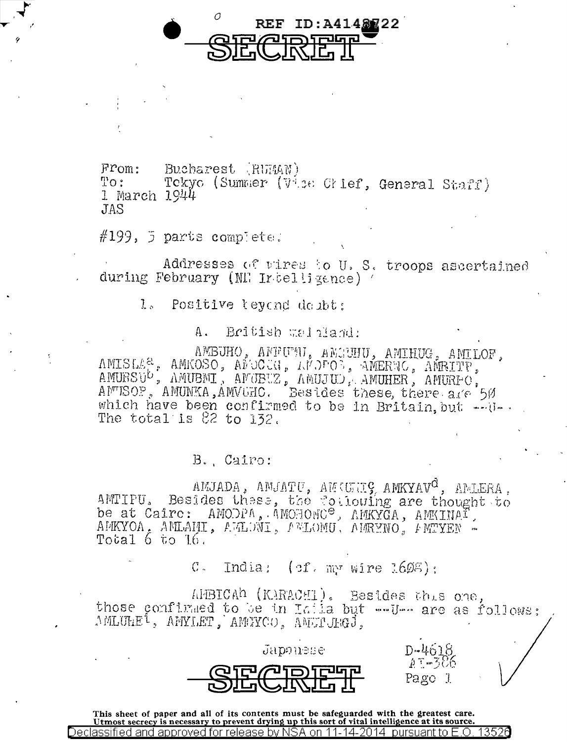REF ID:A4148722

SECRET

From: Bucharest (RUMAN)
To: Tokyo (Summer (Vice Chief, General Staff)
1 March 1944
JAS

#199, 5 parts complete.

Addresses of wires to U. S. troops ascertained during February (NE Intelligence)

1. Positive beyond doubt:

A. British mainland:

AMBUHO, AMFUMU, AMGUHU, AMIHUG, AMILOF, AMISLA[a], AMKOSO, AMOCUG, AMOFOS, AMERNC, AMRITP, AMURSU[b], AMUBMI, AMUBUZ, AMUJUD, AMUHER, AMURFO, AMUSOP, AMUNKA, AMVUHC. Besides these, there are 50 which have been confirmed to be in Britain, but --U-. The total is 82 to 132.

B. Cairo:

AMJADA, AMJATU, AMGUHIC, AMKYAV[d], AMLERA, AMTIPU. Besides these, the following are thought to be at Cairo: AMODPA, AMOHONC[e], AMKYGA, AMKINAI, AMKYOA, AMLAMI, AMLONI, AMLOMU, AMRYNO, AMTYEN - Total 6 to 16.

C. India: (cf. my wire 1608):

AMBICAh (KARACHI). Besides this one, those confirmed to be in India but --U-- are as follows: AMLUHE[i], AMYLET, AMGYCO, AMUTJEGJ,

Japanese

D-4618
AT-386

SECRET

This sheet of paper and all of its contents must be safeguarded with the greatest care. Utmost secrecy is necessary to prevent drying up this sort of vital intelligence at its source.

Declassified and approved for release by NSA on 11-14-2014 pursuant to E.O. 13526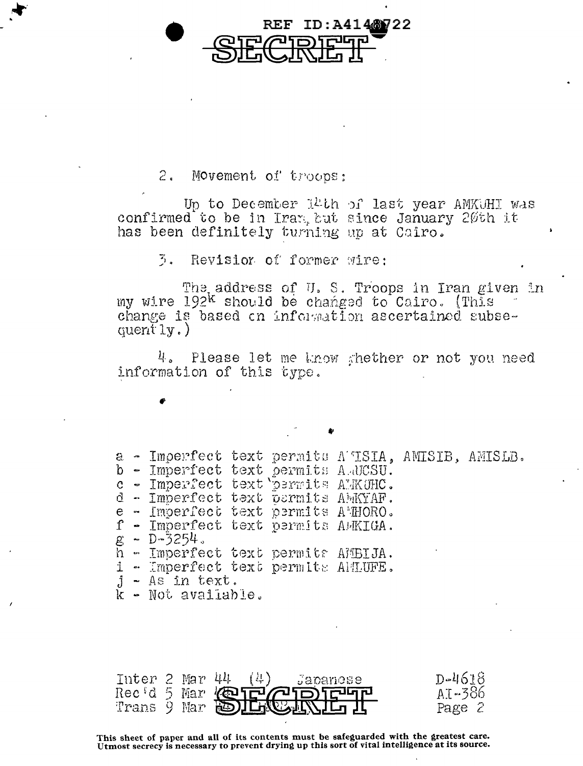REF ID:A4148722

SECRET

2. Movement of troops:

Up to December 14th of last year AMKUHI was confirmed to be in Iran, but since January 20th it has been definitely turning up at Cairo.

3. Revision of former wire:

The address of U. S. Troops in Iran given in my wire 192[k] should be changed to Cairo. (This change is based on information ascertained subsequently.)

4. Please let me know whether or not you need information of this type.

a - Imperfect text permits AMISIA, AMISIB, AMISLB.
b - Imperfect text permits AMUCSU.
c - Imperfect text permits AMKUHC.
d - Imperfect text permits AMKYAF.
e - Imperfect text permits AMHORO.
f - Imperfect text permits AMKIGA.
g - D-3254.
h - Imperfect text permits AMBIJA.
i - Imperfect text permits AMLUFE.
j - As in text.
k - Not available.

Inter 2 Mar 44 (4) Japanese
Rec'd 5 Mar 44
Trans 9 Mar 44

SECRET

D-4618
AI-386
Page 2

This sheet of paper and all of its contents must be safeguarded with the greatest care. Utmost secrecy is necessary to prevent drying up this sort of vital intelligence at its source.